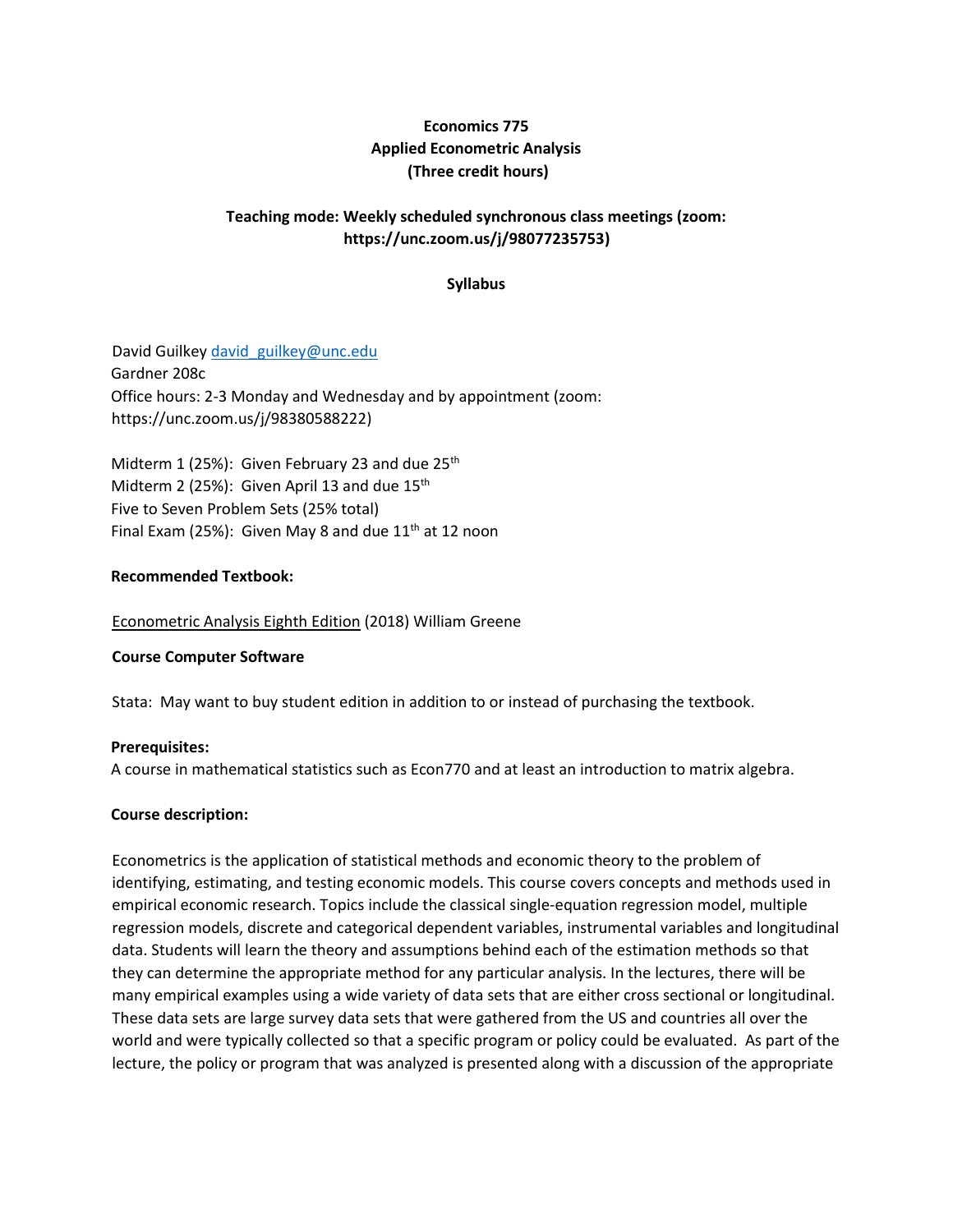# Economics 775
# Applied Econometric Analysis
# (Three credit hours)

## Teaching mode: Weekly scheduled synchronous class meetings (zoom: https://unc.zoom.us/j/98077235753)

## Syllabus

David Guilkey david_guilkey@unc.edu
Gardner 208c
Office hours: 2-3 Monday and Wednesday and by appointment (zoom: https://unc.zoom.us/j/98380588222)

Midterm 1 (25%): Given February 23 and due 25th
Midterm 2 (25%): Given April 13 and due 15th
Five to Seven Problem Sets (25% total)
Final Exam (25%): Given May 8 and due 11th at 12 noon

**Recommended Textbook:**

Econometric Analysis Eighth Edition (2018) William Greene

**Course Computer Software**

Stata: May want to buy student edition in addition to or instead of purchasing the textbook.

**Prerequisites:**
A course in mathematical statistics such as Econ770 and at least an introduction to matrix algebra.

**Course description:**

Econometrics is the application of statistical methods and economic theory to the problem of identifying, estimating, and testing economic models. This course covers concepts and methods used in empirical economic research. Topics include the classical single-equation regression model, multiple regression models, discrete and categorical dependent variables, instrumental variables and longitudinal data. Students will learn the theory and assumptions behind each of the estimation methods so that they can determine the appropriate method for any particular analysis. In the lectures, there will be many empirical examples using a wide variety of data sets that are either cross sectional or longitudinal. These data sets are large survey data sets that were gathered from the US and countries all over the world and were typically collected so that a specific program or policy could be evaluated. As part of the lecture, the policy or program that was analyzed is presented along with a discussion of the appropriate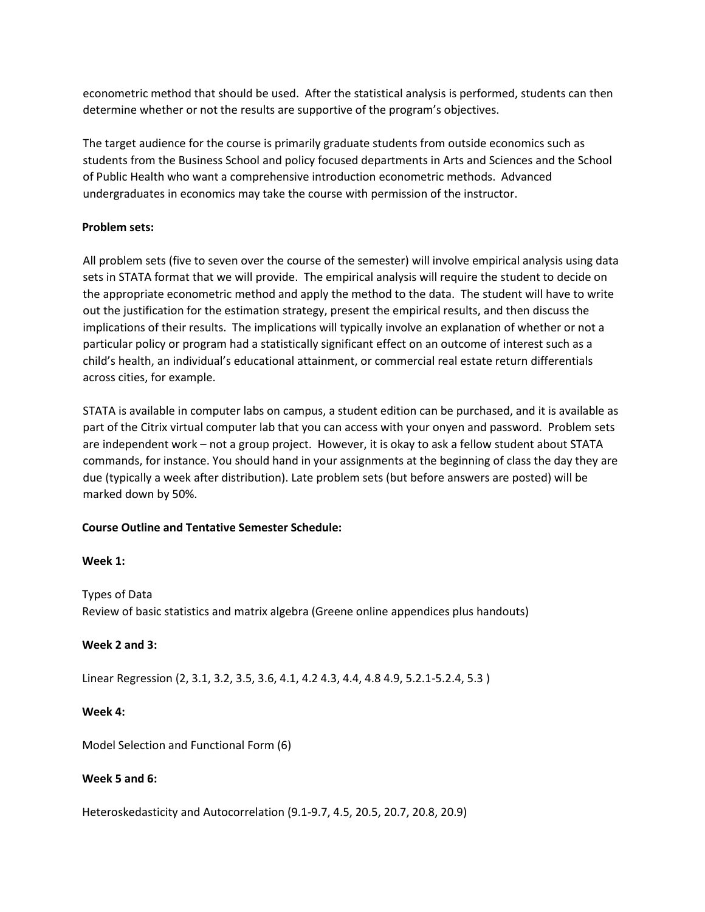econometric method that should be used. After the statistical analysis is performed, students can then determine whether or not the results are supportive of the program's objectives.

The target audience for the course is primarily graduate students from outside economics such as students from the Business School and policy focused departments in Arts and Sciences and the School of Public Health who want a comprehensive introduction econometric methods. Advanced undergraduates in economics may take the course with permission of the instructor.

**Problem sets:**

All problem sets (five to seven over the course of the semester) will involve empirical analysis using data sets in STATA format that we will provide. The empirical analysis will require the student to decide on the appropriate econometric method and apply the method to the data. The student will have to write out the justification for the estimation strategy, present the empirical results, and then discuss the implications of their results. The implications will typically involve an explanation of whether or not a particular policy or program had a statistically significant effect on an outcome of interest such as a child's health, an individual's educational attainment, or commercial real estate return differentials across cities, for example.

STATA is available in computer labs on campus, a student edition can be purchased, and it is available as part of the Citrix virtual computer lab that you can access with your onyen and password. Problem sets are independent work – not a group project. However, it is okay to ask a fellow student about STATA commands, for instance. You should hand in your assignments at the beginning of class the day they are due (typically a week after distribution). Late problem sets (but before answers are posted) will be marked down by 50%.

**Course Outline and Tentative Semester Schedule:**

**Week 1:**

Types of Data
Review of basic statistics and matrix algebra (Greene online appendices plus handouts)

**Week 2 and 3:**

Linear Regression (2, 3.1, 3.2, 3.5, 3.6, 4.1, 4.2 4.3, 4.4, 4.8 4.9, 5.2.1-5.2.4, 5.3 )

**Week 4:**

Model Selection and Functional Form (6)

**Week 5 and 6:**

Heteroskedasticity and Autocorrelation (9.1-9.7, 4.5, 20.5, 20.7, 20.8, 20.9)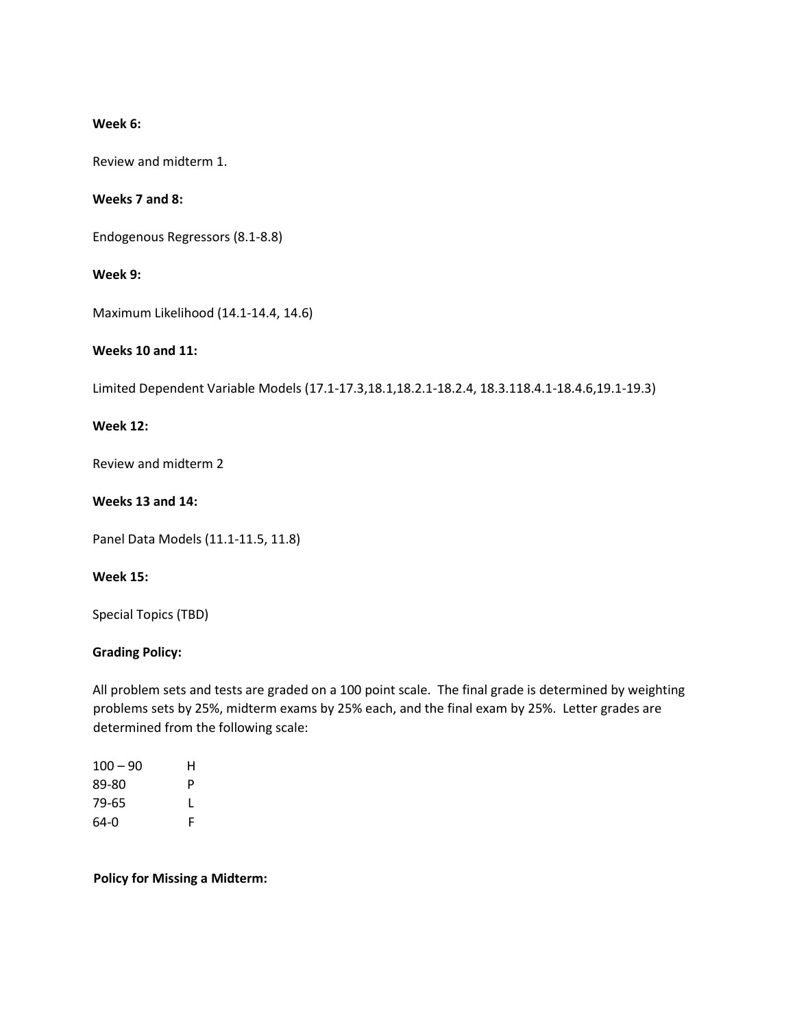**Week 6:**

Review and midterm 1.

**Weeks 7 and 8:**

Endogenous Regressors (8.1-8.8)

**Week 9:**

Maximum Likelihood (14.1-14.4, 14.6)

**Weeks 10 and 11:**

Limited Dependent Variable Models (17.1-17.3,18.1,18.2.1-18.2.4, 18.3.118.4.1-18.4.6,19.1-19.3)

**Week 12:**

Review and midterm 2

**Weeks 13 and 14:**

Panel Data Models (11.1-11.5, 11.8)

**Week 15:**

Special Topics (TBD)

**Grading Policy:**

All problem sets and tests are graded on a 100 point scale. The final grade is determined by weighting problems sets by 25%, midterm exams by 25% each, and the final exam by 25%. Letter grades are determined from the following scale:

| | |
|---|---|
| 100 – 90 | H |
| 89-80 | P |
| 79-65 | L |
| 64-0 | F |

**Policy for Missing a Midterm:**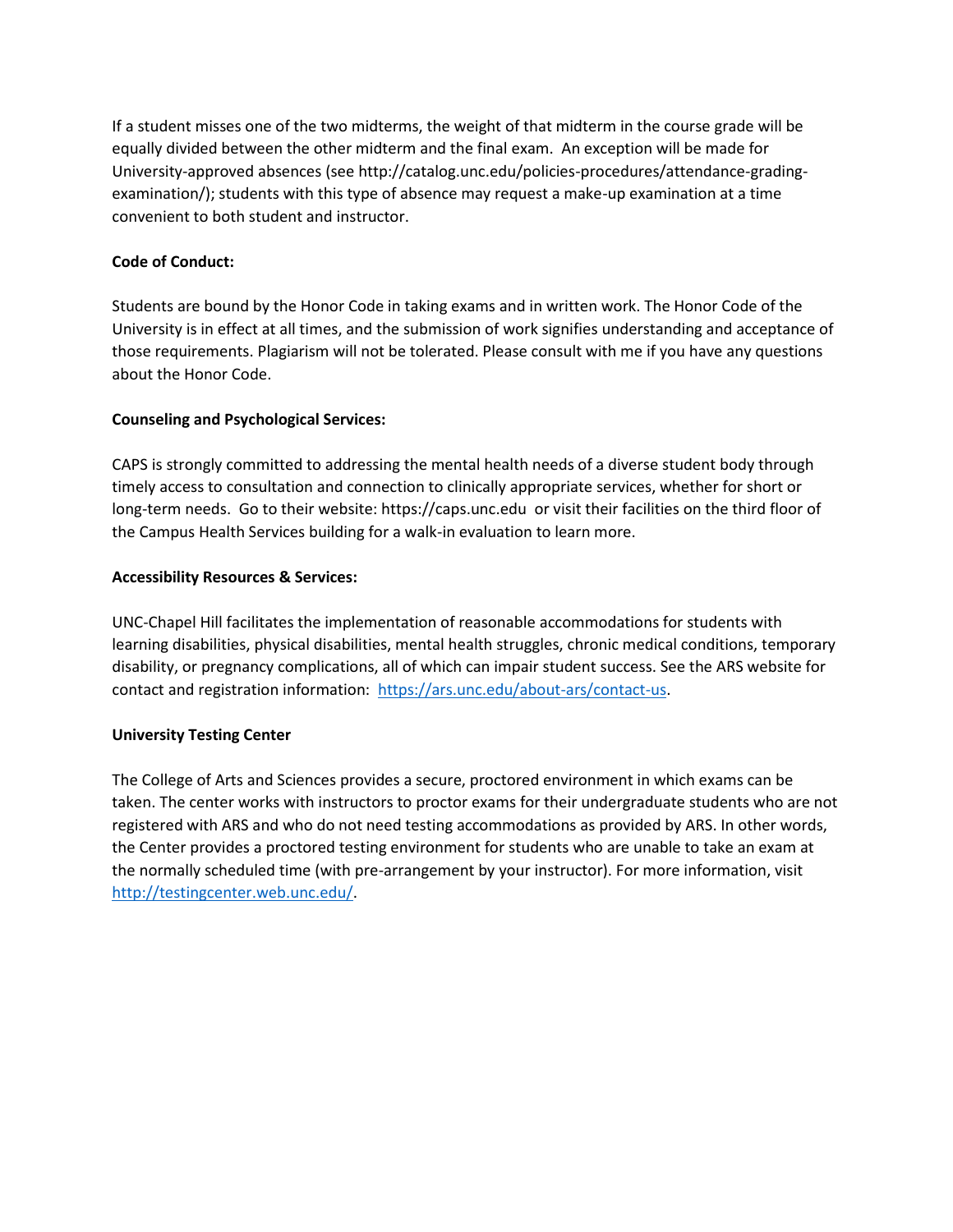If a student misses one of the two midterms, the weight of that midterm in the course grade will be equally divided between the other midterm and the final exam. An exception will be made for University-approved absences (see http://catalog.unc.edu/policies-procedures/attendance-grading-examination/); students with this type of absence may request a make-up examination at a time convenient to both student and instructor.

**Code of Conduct:**

Students are bound by the Honor Code in taking exams and in written work. The Honor Code of the University is in effect at all times, and the submission of work signifies understanding and acceptance of those requirements. Plagiarism will not be tolerated. Please consult with me if you have any questions about the Honor Code.

**Counseling and Psychological Services:**

CAPS is strongly committed to addressing the mental health needs of a diverse student body through timely access to consultation and connection to clinically appropriate services, whether for short or long-term needs. Go to their website: https://caps.unc.edu or visit their facilities on the third floor of the Campus Health Services building for a walk-in evaluation to learn more.

**Accessibility Resources & Services:**

UNC-Chapel Hill facilitates the implementation of reasonable accommodations for students with learning disabilities, physical disabilities, mental health struggles, chronic medical conditions, temporary disability, or pregnancy complications, all of which can impair student success. See the ARS website for contact and registration information: [https://ars.unc.edu/about-ars/contact-us](https://ars.unc.edu/about-ars/contact-us).

**University Testing Center**

The College of Arts and Sciences provides a secure, proctored environment in which exams can be taken. The center works with instructors to proctor exams for their undergraduate students who are not registered with ARS and who do not need testing accommodations as provided by ARS. In other words, the Center provides a proctored testing environment for students who are unable to take an exam at the normally scheduled time (with pre-arrangement by your instructor). For more information, visit [http://testingcenter.web.unc.edu/](http://testingcenter.web.unc.edu/).